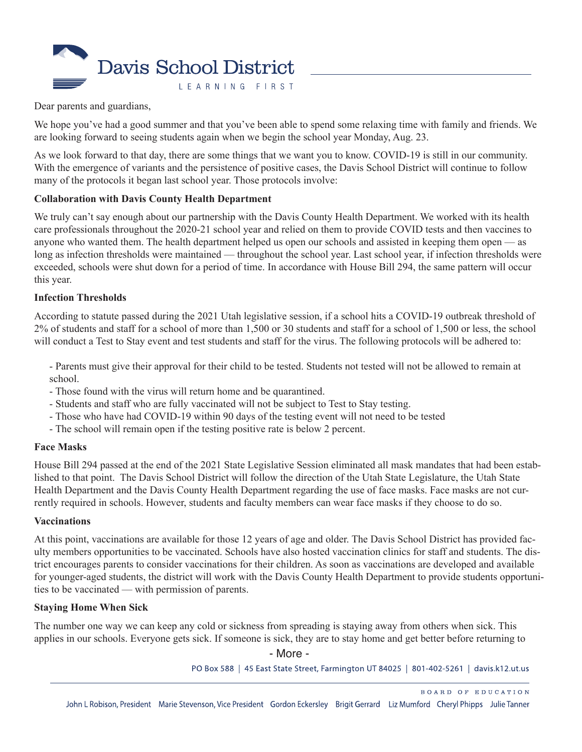# Davis School District

LEARNING FIRST

Dear parents and guardians,

We hope you've had a good summer and that you've been able to spend some relaxing time with family and friends. We are looking forward to seeing students again when we begin the school year Monday, Aug. 23.

As we look forward to that day, there are some things that we want you to know. COVID-19 is still in our community. With the emergence of variants and the persistence of positive cases, the Davis School District will continue to follow many of the protocols it began last school year. Those protocols involve:

**Collaboration with Davis County Health Department**

We truly can't say enough about our partnership with the Davis County Health Department. We worked with its health care professionals throughout the 2020-21 school year and relied on them to provide COVID tests and then vaccines to anyone who wanted them. The health department helped us open our schools and assisted in keeping them open — as long as infection thresholds were maintained — throughout the school year. Last school year, if infection thresholds were exceeded, schools were shut down for a period of time. In accordance with House Bill 294, the same pattern will occur this year.

**Infection Thresholds**

According to statute passed during the 2021 Utah legislative session, if a school hits a COVID-19 outbreak threshold of 2% of students and staff for a school of more than 1,500 or 30 students and staff for a school of 1,500 or less, the school will conduct a Test to Stay event and test students and staff for the virus. The following protocols will be adhered to:

- Parents must give their approval for their child to be tested. Students not tested will not be allowed to remain at school.
- Those found with the virus will return home and be quarantined.
- Students and staff who are fully vaccinated will not be subject to Test to Stay testing.
- Those who have had COVID-19 within 90 days of the testing event will not need to be tested
- The school will remain open if the testing positive rate is below 2 percent.

**Face Masks**

House Bill 294 passed at the end of the 2021 State Legislative Session eliminated all mask mandates that had been established to that point. The Davis School District will follow the direction of the Utah State Legislature, the Utah State Health Department and the Davis County Health Department regarding the use of face masks. Face masks are not currently required in schools. However, students and faculty members can wear face masks if they choose to do so.

**Vaccinations**

At this point, vaccinations are available for those 12 years of age and older. The Davis School District has provided faculty members opportunities to be vaccinated. Schools have also hosted vaccination clinics for staff and students. The district encourages parents to consider vaccinations for their children. As soon as vaccinations are developed and available for younger-aged students, the district will work with the Davis County Health Department to provide students opportunities to be vaccinated — with permission of parents.

**Staying Home When Sick**

The number one way we can keep any cold or sickness from spreading is staying away from others when sick. This applies in our schools. Everyone gets sick. If someone is sick, they are to stay home and get better before returning to

- More -

PO Box 588 | 45 East State Street, Farmington UT 84025 | 801-402-5261 | davis.k12.ut.us

BOARD OF EDUCATION

John L Robison, President Marie Stevenson, Vice President Gordon Eckersley Brigit Gerrard Liz Mumford Cheryl Phipps Julie Tanner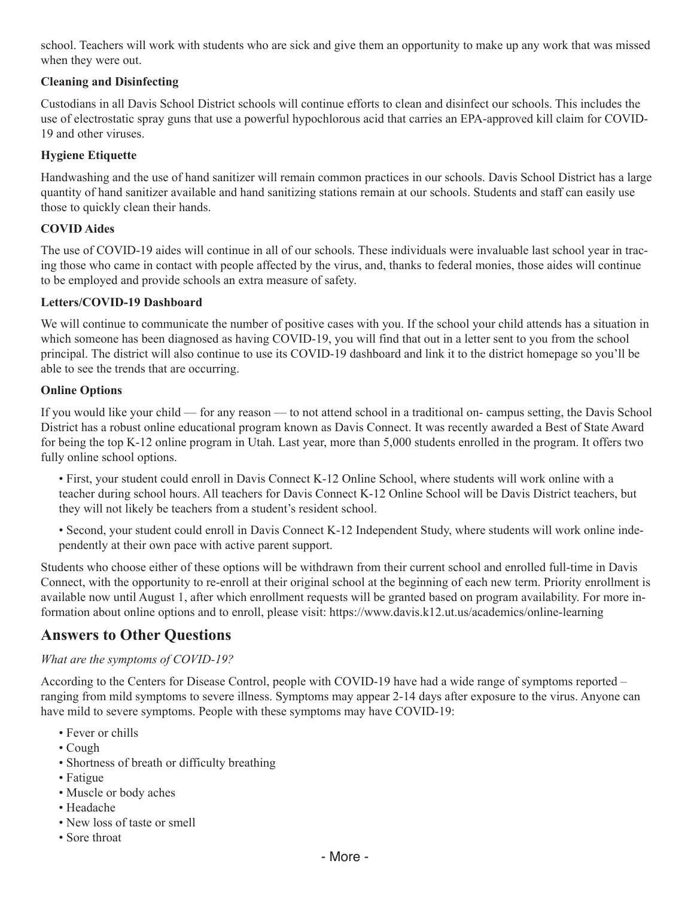school. Teachers will work with students who are sick and give them an opportunity to make up any work that was missed when they were out.

**Cleaning and Disinfecting**

Custodians in all Davis School District schools will continue efforts to clean and disinfect our schools. This includes the use of electrostatic spray guns that use a powerful hypochlorous acid that carries an EPA-approved kill claim for COVID-19 and other viruses.

**Hygiene Etiquette**

Handwashing and the use of hand sanitizer will remain common practices in our schools. Davis School District has a large quantity of hand sanitizer available and hand sanitizing stations remain at our schools. Students and staff can easily use those to quickly clean their hands.

**COVID Aides**

The use of COVID-19 aides will continue in all of our schools. These individuals were invaluable last school year in tracing those who came in contact with people affected by the virus, and, thanks to federal monies, those aides will continue to be employed and provide schools an extra measure of safety.

**Letters/COVID-19 Dashboard**

We will continue to communicate the number of positive cases with you. If the school your child attends has a situation in which someone has been diagnosed as having COVID-19, you will find that out in a letter sent to you from the school principal. The district will also continue to use its COVID-19 dashboard and link it to the district homepage so you'll be able to see the trends that are occurring.

**Online Options**

If you would like your child — for any reason — to not attend school in a traditional on- campus setting, the Davis School District has a robust online educational program known as Davis Connect. It was recently awarded a Best of State Award for being the top K-12 online program in Utah. Last year, more than 5,000 students enrolled in the program. It offers two fully online school options.

- First, your student could enroll in Davis Connect K-12 Online School, where students will work online with a teacher during school hours. All teachers for Davis Connect K-12 Online School will be Davis District teachers, but they will not likely be teachers from a student's resident school.
- Second, your student could enroll in Davis Connect K-12 Independent Study, where students will work online independently at their own pace with active parent support.

Students who choose either of these options will be withdrawn from their current school and enrolled full-time in Davis Connect, with the opportunity to re-enroll at their original school at the beginning of each new term. Priority enrollment is available now until August 1, after which enrollment requests will be granted based on program availability. For more information about online options and to enroll, please visit: https://www.davis.k12.ut.us/academics/online-learning

## Answers to Other Questions

*What are the symptoms of COVID-19?*

According to the Centers for Disease Control, people with COVID-19 have had a wide range of symptoms reported – ranging from mild symptoms to severe illness. Symptoms may appear 2-14 days after exposure to the virus. Anyone can have mild to severe symptoms. People with these symptoms may have COVID-19:

- Fever or chills
- Cough
- Shortness of breath or difficulty breathing
- Fatigue
- Muscle or body aches
- Headache
- New loss of taste or smell
- Sore throat

- More -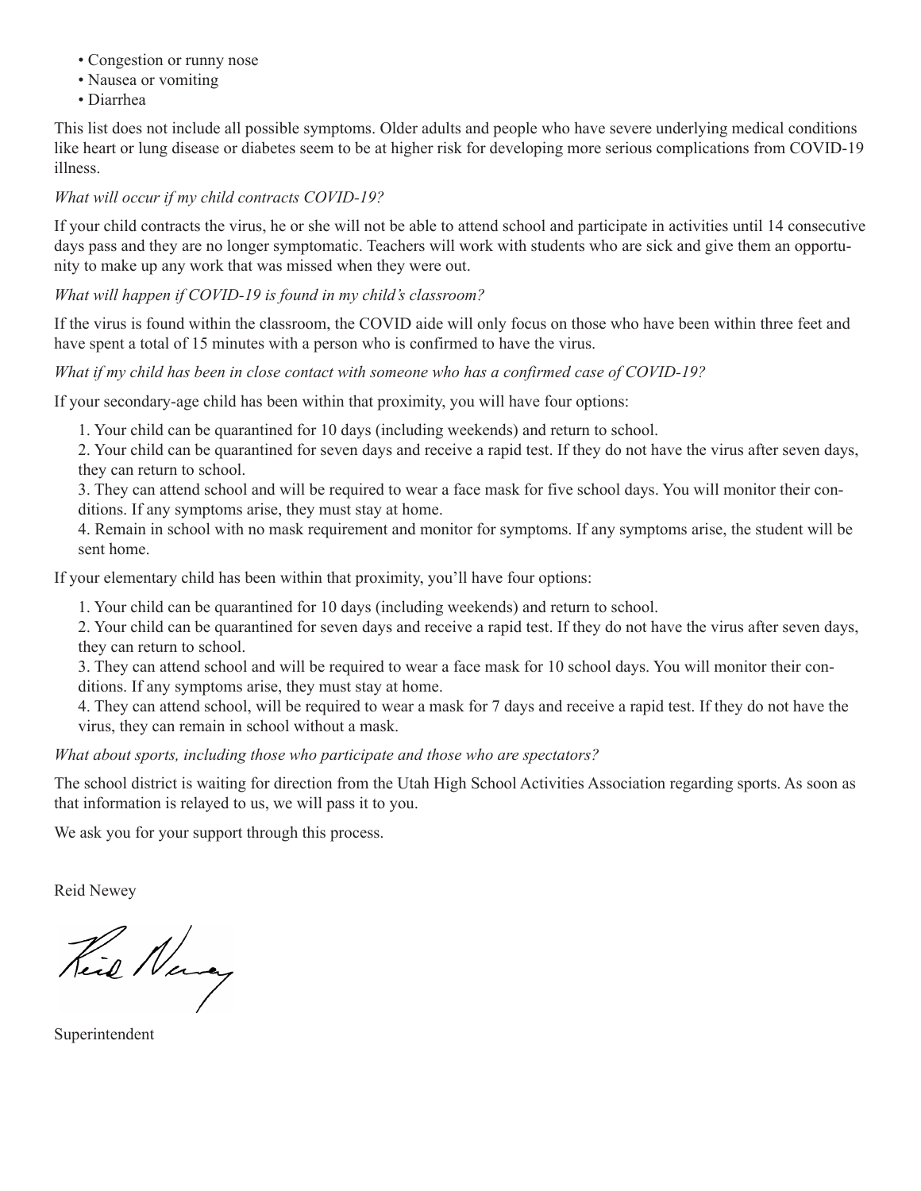- Congestion or runny nose
- Nausea or vomiting
- Diarrhea

This list does not include all possible symptoms. Older adults and people who have severe underlying medical conditions like heart or lung disease or diabetes seem to be at higher risk for developing more serious complications from COVID-19 illness.

*What will occur if my child contracts COVID-19?*

If your child contracts the virus, he or she will not be able to attend school and participate in activities until 14 consecutive days pass and they are no longer symptomatic. Teachers will work with students who are sick and give them an opportunity to make up any work that was missed when they were out.

*What will happen if COVID-19 is found in my child's classroom?*

If the virus is found within the classroom, the COVID aide will only focus on those who have been within three feet and have spent a total of 15 minutes with a person who is confirmed to have the virus.

*What if my child has been in close contact with someone who has a confirmed case of COVID-19?*

If your secondary-age child has been within that proximity, you will have four options:

1. Your child can be quarantined for 10 days (including weekends) and return to school.
2. Your child can be quarantined for seven days and receive a rapid test. If they do not have the virus after seven days, they can return to school.
3. They can attend school and will be required to wear a face mask for five school days. You will monitor their conditions. If any symptoms arise, they must stay at home.
4. Remain in school with no mask requirement and monitor for symptoms. If any symptoms arise, the student will be sent home.

If your elementary child has been within that proximity, you'll have four options:

1. Your child can be quarantined for 10 days (including weekends) and return to school.
2. Your child can be quarantined for seven days and receive a rapid test. If they do not have the virus after seven days, they can return to school.
3. They can attend school and will be required to wear a face mask for 10 school days. You will monitor their conditions. If any symptoms arise, they must stay at home.
4. They can attend school, will be required to wear a mask for 7 days and receive a rapid test. If they do not have the virus, they can remain in school without a mask.

*What about sports, including those who participate and those who are spectators?*

The school district is waiting for direction from the Utah High School Activities Association regarding sports. As soon as that information is relayed to us, we will pass it to you.

We ask you for your support through this process.

Reid Newey

Superintendent